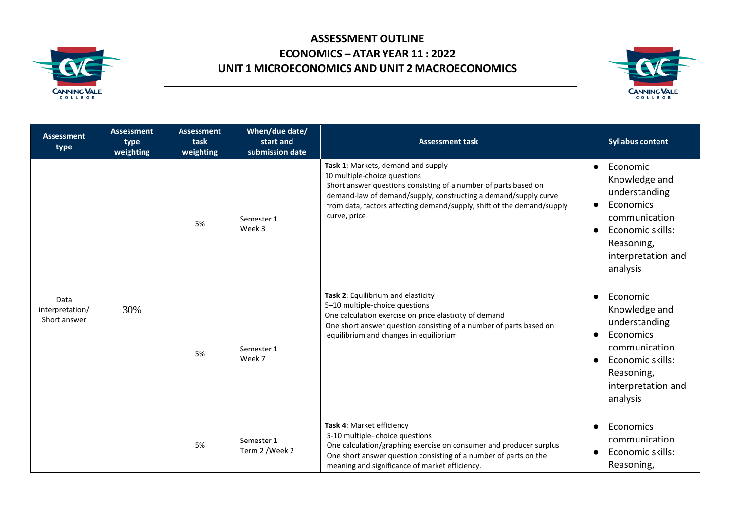# ASSESSMENT OUTLINE
# ECONOMICS – ATAR YEAR 11 : 2022
# UNIT 1 MICROECONOMICS AND UNIT 2 MACROECONOMICS

| Assessment type | Assessment type weighting | Assessment task weighting | When/due date/ start and submission date | Assessment task | Syllabus content |
|---|---|---|---|---|---|
| Data interpretation/ Short answer | 30% | 5% | Semester 1 Week 3 | **Task 1:** Markets, demand and supply<br>10 multiple-choice questions<br>Short answer questions consisting of a number of parts based on demand-law of demand/supply, constructing a demand/supply curve from data, factors affecting demand/supply, shift of the demand/supply curve, price | • Economic Knowledge and understanding<br>• Economics communication<br>• Economic skills: Reasoning, interpretation and analysis |
| | | 5% | Semester 1 Week 7 | **Task 2**: Equilibrium and elasticity<br>5–10 multiple-choice questions<br>One calculation exercise on price elasticity of demand<br>One short answer question consisting of a number of parts based on equilibrium and changes in equilibrium | • Economic Knowledge and understanding<br>• Economics communication<br>• Economic skills: Reasoning, interpretation and analysis |
| | | 5% | Semester 1 Term 2 /Week 2 | **Task 4:** Market efficiency<br>5-10 multiple- choice questions<br>One calculation/graphing exercise on consumer and producer surplus<br>One short answer question consisting of a number of parts on the meaning and significance of market efficiency. | • Economics communication<br>• Economic skills: Reasoning, |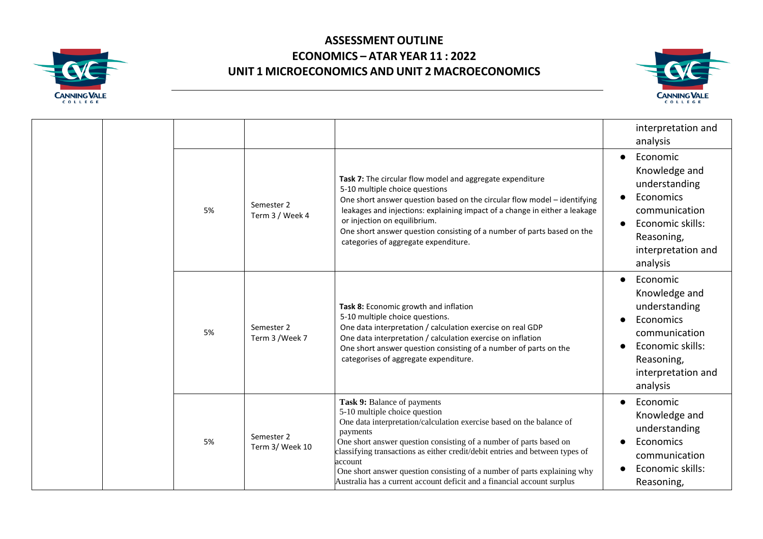# ASSESSMENT OUTLINE
## ECONOMICS – ATAR YEAR 11 : 2022
## UNIT 1 MICROECONOMICS AND UNIT 2 MACROECONOMICS

| | | | | | |
|---|---|---|---|---|---|
| | | | | | interpretation and analysis |
| | | 5% | Semester 2<br>Term 3 / Week 4 | **Task 7:** The circular flow model and aggregate expenditure<br>5-10 multiple choice questions<br>One short answer question based on the circular flow model – identifying leakages and injections: explaining impact of a change in either a leakage or injection on equilibrium.<br>One short answer question consisting of a number of parts based on the categories of aggregate expenditure. | • Economic Knowledge and understanding<br>• Economics communication<br>• Economic skills: Reasoning, interpretation and analysis |
| | | 5% | Semester 2<br>Term 3 /Week 7 | **Task 8:** Economic growth and inflation<br>5-10 multiple choice questions.<br>One data interpretation / calculation exercise on real GDP<br>One data interpretation / calculation exercise on inflation<br>One short answer question consisting of a number of parts on the categorises of aggregate expenditure. | • Economic Knowledge and understanding<br>• Economics communication<br>• Economic skills: Reasoning, interpretation and analysis |
| | | 5% | Semester 2<br>Term 3/ Week 10 | **Task 9:** Balance of payments<br>5-10 multiple choice question<br>One data interpretation/calculation exercise based on the balance of payments<br>One short answer question consisting of a number of parts based on classifying transactions as either credit/debit entries and between types of account<br>One short answer question consisting of a number of parts explaining why Australia has a current account deficit and a financial account surplus | • Economic Knowledge and understanding<br>• Economics communication<br>• Economic skills: Reasoning, |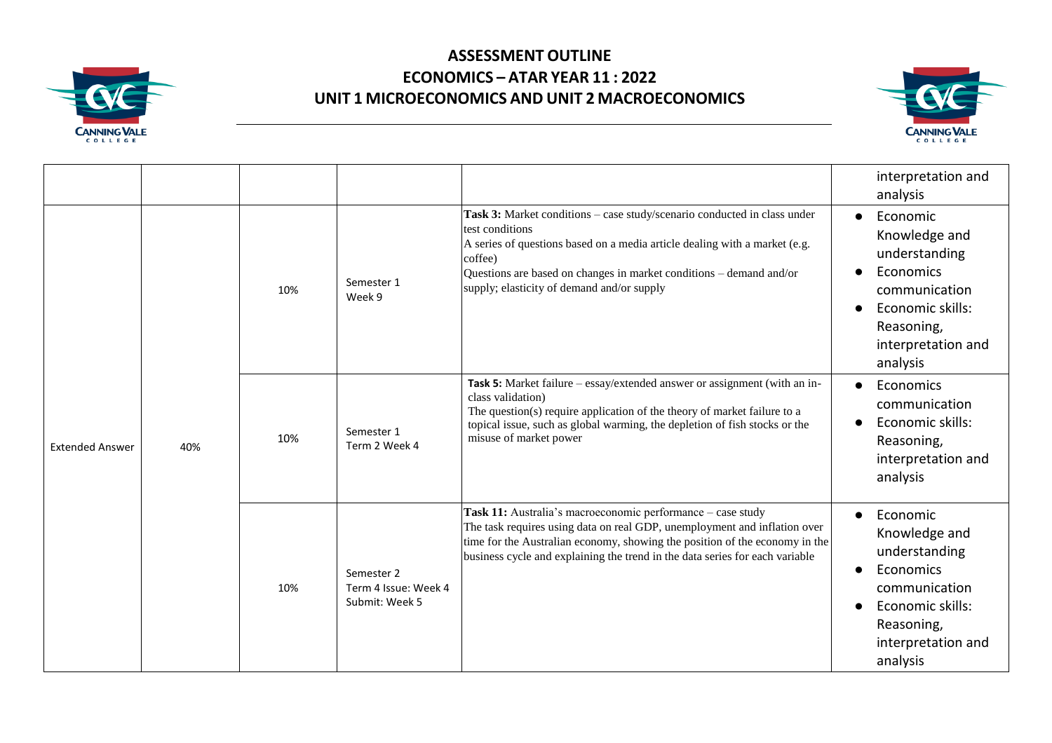# ASSESSMENT OUTLINE
# ECONOMICS – ATAR YEAR 11 : 2022
# UNIT 1 MICROECONOMICS AND UNIT 2 MACROECONOMICS

| | | | | | |
|---|---|---|---|---|---|
| | | | | | interpretation and analysis |
| Extended Answer | 40% | 10% | Semester 1<br>Week 9 | **Task 3:** Market conditions – case study/scenario conducted in class under test conditions<br>A series of questions based on a media article dealing with a market (e.g. coffee)<br>Questions are based on changes in market conditions – demand and/or supply; elasticity of demand and/or supply | • Economic Knowledge and understanding<br>• Economics communication<br>• Economic skills: Reasoning, interpretation and analysis |
| | | 10% | Semester 1<br>Term 2 Week 4 | **Task 5:** Market failure – essay/extended answer or assignment (with an in-class validation)<br>The question(s) require application of the theory of market failure to a topical issue, such as global warming, the depletion of fish stocks or the misuse of market power | • Economics communication<br>• Economic skills: Reasoning, interpretation and analysis |
| | | 10% | Semester 2<br>Term 4 Issue: Week 4<br>Submit: Week 5 | **Task 11:** Australia's macroeconomic performance – case study<br>The task requires using data on real GDP, unemployment and inflation over time for the Australian economy, showing the position of the economy in the business cycle and explaining the trend in the data series for each variable | • Economic Knowledge and understanding<br>• Economics communication<br>• Economic skills: Reasoning, interpretation and analysis |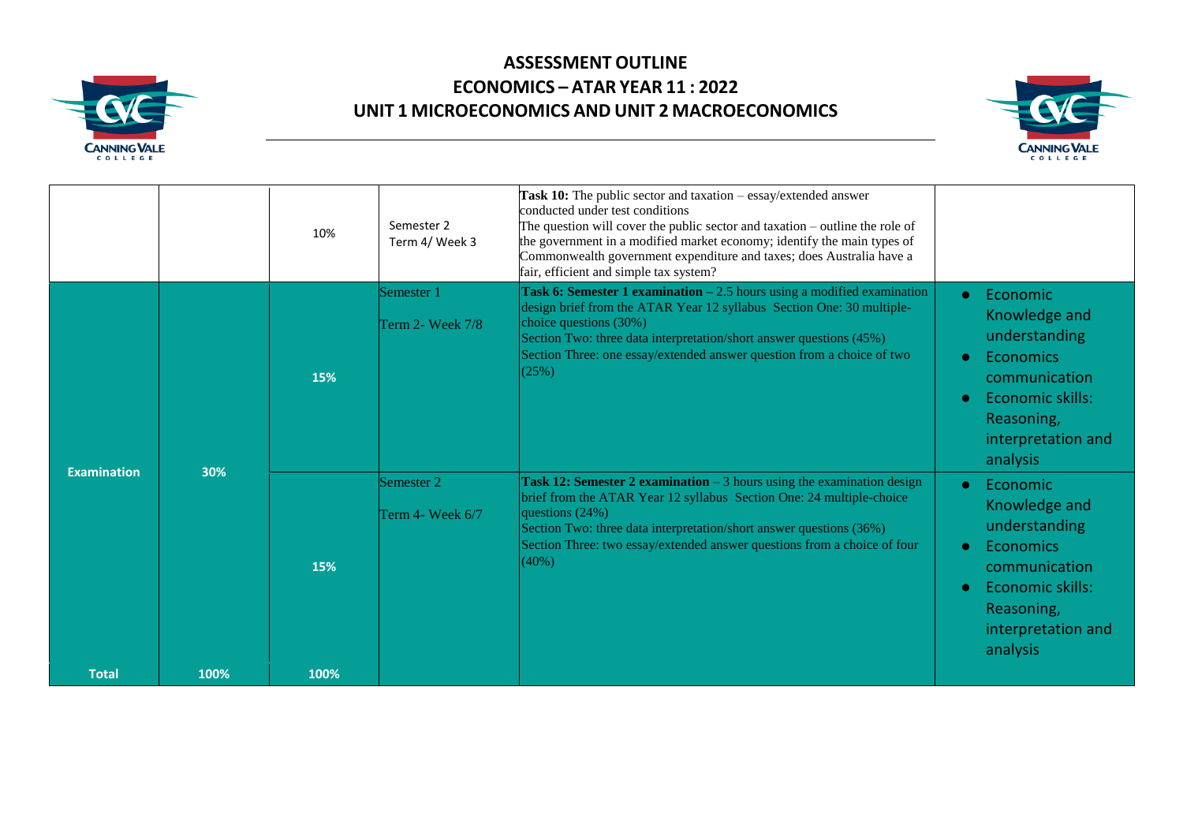# ASSESSMENT OUTLINE

# ECONOMICS – ATAR YEAR 11 : 2022

# UNIT 1 MICROECONOMICS AND UNIT 2 MACROECONOMICS

| | | | | | |
|---|---|---|---|---|---|
| | | 10% | Semester 2<br>Term 4/ Week 3 | **Task 10:** The public sector and taxation – essay/extended answer conducted under test conditions<br>The question will cover the public sector and taxation – outline the role of the government in a modified market economy; identify the main types of Commonwealth government expenditure and taxes; does Australia have a fair, efficient and simple tax system? | |
| **Examination** | **30%** | **15%** | Semester 1<br>Term 2- Week 7/8 | **Task 6: Semester 1 examination** – 2.5 hours using a modified examination design brief from the ATAR Year 12 syllabus Section One: 30 multiple-choice questions (30%)<br>Section Two: three data interpretation/short answer questions (45%)<br>Section Three: one essay/extended answer question from a choice of two (25%) | • Economic Knowledge and understanding<br>• Economics communication<br>• Economic skills: Reasoning, interpretation and analysis |
| | | **15%** | Semester 2<br>Term 4- Week 6/7 | **Task 12: Semester 2 examination** – 3 hours using the examination design brief from the ATAR Year 12 syllabus Section One: 24 multiple-choice questions (24%)<br>Section Two: three data interpretation/short answer questions (36%)<br>Section Three: two essay/extended answer questions from a choice of four (40%) | • Economic Knowledge and understanding<br>• Economics communication<br>• Economic skills: Reasoning, interpretation and analysis |
| **Total** | **100%** | **100%** | | | |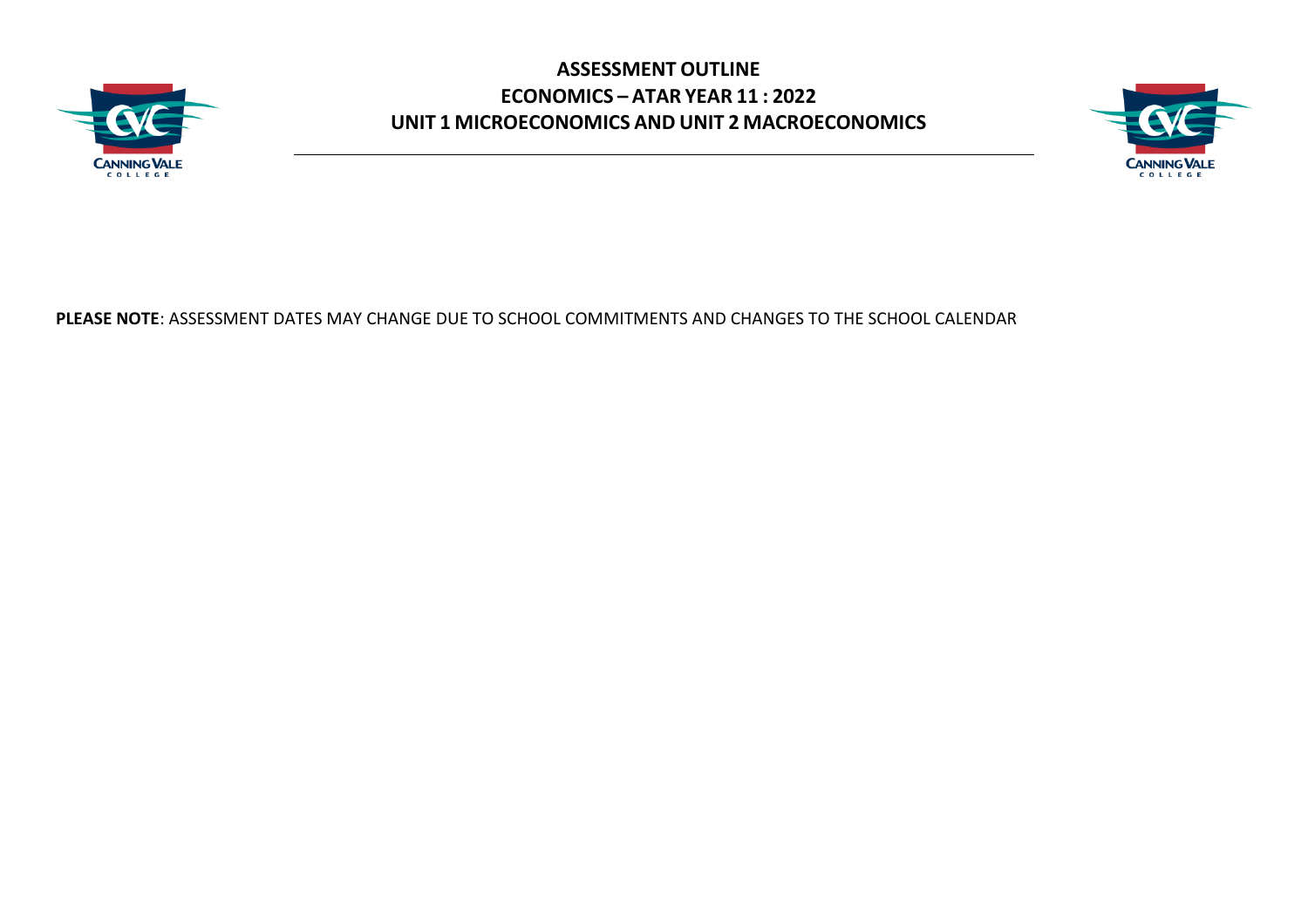**ASSESSMENT OUTLINE**
**ECONOMICS – ATAR YEAR 11 : 2022**
**UNIT 1 MICROECONOMICS AND UNIT 2 MACROECONOMICS**

**PLEASE NOTE**: ASSESSMENT DATES MAY CHANGE DUE TO SCHOOL COMMITMENTS AND CHANGES TO THE SCHOOL CALENDAR